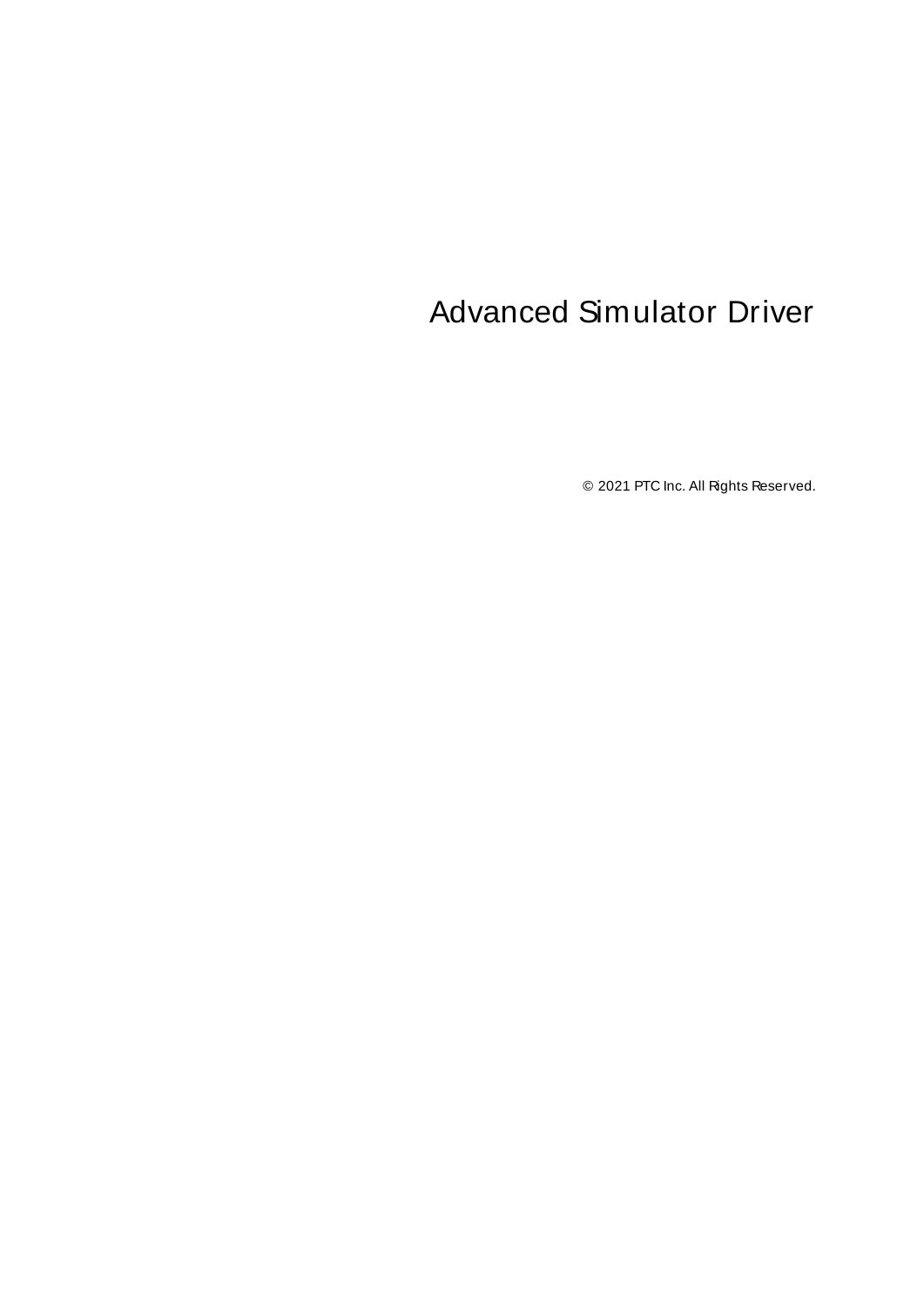# Advanced Simulator Driver

© 2021 PTC Inc. All Rights Reserved.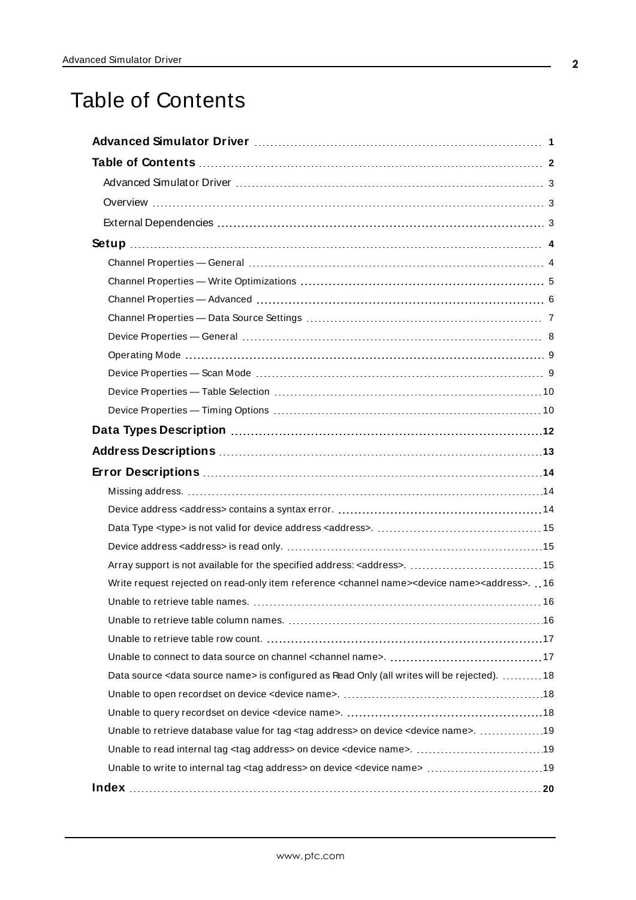# Table of Contents

**Advanced Simulator Driver** ..... **1**

**Table of Contents** ..... **2**

- Advanced Simulator Driver ..... 3
- Overview ..... 3
- External Dependencies ..... 3

**Setup** ..... **4**

- Channel Properties — General ..... 4
- Channel Properties — Write Optimizations ..... 5
- Channel Properties — Advanced ..... 6
- Channel Properties — Data Source Settings ..... 7
- Device Properties — General ..... 8
- Operating Mode ..... 9
- Device Properties — Scan Mode ..... 9
- Device Properties — Table Selection ..... 10
- Device Properties — Timing Options ..... 10

**Data Types Description** ..... **12**

**Address Descriptions** ..... **13**

**Error Descriptions** ..... **14**

- Missing address. ..... 14
- Device address <address> contains a syntax error. ..... 14
- Data Type <type> is not valid for device address <address>. ..... 15
- Device address <address> is read only. ..... 15
- Array support is not available for the specified address: <address>. ..... 15
- Write request rejected on read-only item reference <channel name><device name><address>. ..... 16
- Unable to retrieve table names. ..... 16
- Unable to retrieve table column names. ..... 16
- Unable to retrieve table row count. ..... 17
- Unable to connect to data source on channel <channel name>. ..... 17
- Data source <data source name> is configured as Read Only (all writes will be rejected). ..... 18
- Unable to open recordset on device <device name>. ..... 18
- Unable to query recordset on device <device name>. ..... 18
- Unable to retrieve database value for tag <tag address> on device <device name>. ..... 19
- Unable to read internal tag <tag address> on device <device name>. ..... 19
- Unable to write to internal tag <tag address> on device <device name> ..... 19

**Index** ..... **20**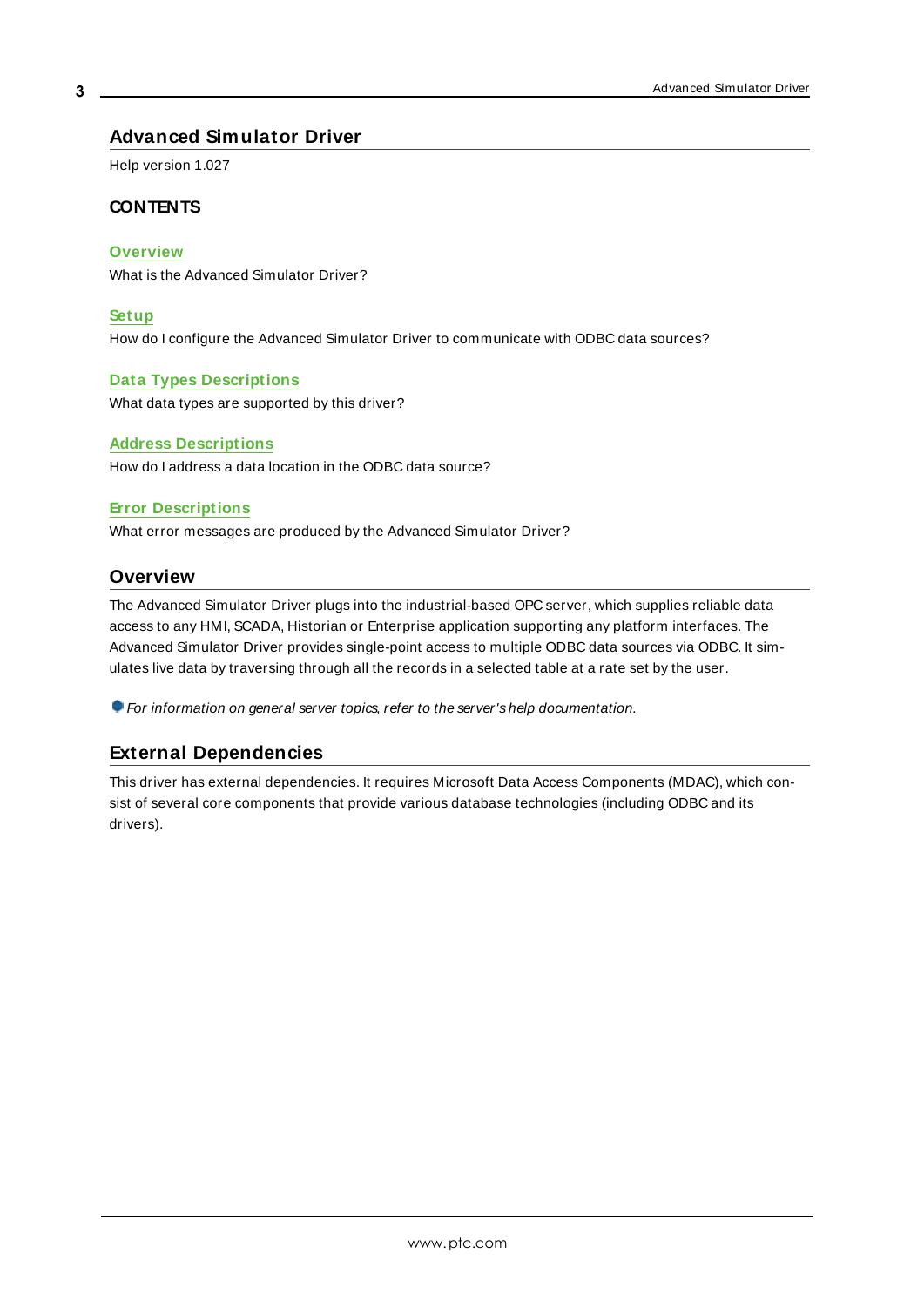# Advanced Simulator Driver

Help version 1.027

### CONTENTS

**Overview**
What is the Advanced Simulator Driver?

**Setup**
How do I configure the Advanced Simulator Driver to communicate with ODBC data sources?

**Data Types Descriptions**
What data types are supported by this driver?

**Address Descriptions**
How do I address a data location in the ODBC data source?

**Error Descriptions**
What error messages are produced by the Advanced Simulator Driver?

## Overview

The Advanced Simulator Driver plugs into the industrial-based OPC server, which supplies reliable data access to any HMI, SCADA, Historian or Enterprise application supporting any platform interfaces. The Advanced Simulator Driver provides single-point access to multiple ODBC data sources via ODBC. It simulates live data by traversing through all the records in a selected table at a rate set by the user.

*For information on general server topics, refer to the server's help documentation.*

## External Dependencies

This driver has external dependencies. It requires Microsoft Data Access Components (MDAC), which consist of several core components that provide various database technologies (including ODBC and its drivers).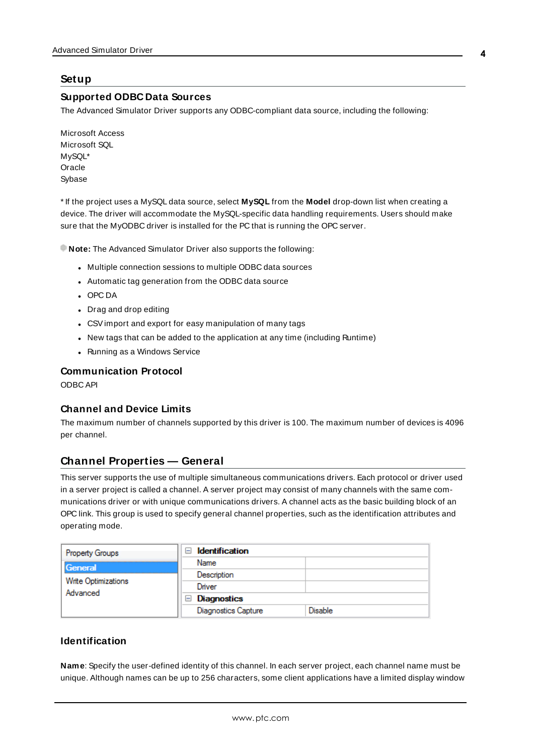# Setup

## Supported ODBC Data Sources

The Advanced Simulator Driver supports any ODBC-compliant data source, including the following:

Microsoft Access
Microsoft SQL
MySQL*
Oracle
Sybase

* If the project uses a MySQL data source, select **MySQL** from the **Model** drop-down list when creating a device. The driver will accommodate the MySQL-specific data handling requirements. Users should make sure that the MyODBC driver is installed for the PC that is running the OPC server.

**Note:** The Advanced Simulator Driver also supports the following:

- Multiple connection sessions to multiple ODBC data sources
- Automatic tag generation from the ODBC data source
- OPC DA
- Drag and drop editing
- CSV import and export for easy manipulation of many tags
- New tags that can be added to the application at any time (including Runtime)
- Running as a Windows Service

## Communication Protocol

ODBC API

## Channel and Device Limits

The maximum number of channels supported by this driver is 100. The maximum number of devices is 4096 per channel.

# Channel Properties — General

This server supports the use of multiple simultaneous communications drivers. Each protocol or driver used in a server project is called a channel. A server project may consist of many channels with the same communications driver or with unique communications drivers. A channel acts as the basic building block of an OPC link. This group is used to specify general channel properties, such as the identification attributes and operating mode.

| Property Groups | Property | Value |
|---|---|---|
| **General** | **Identification** | |
| Write Optimizations | Name | |
| Advanced | Description | |
| | Driver | |
| | **Diagnostics** | |
| | Diagnostics Capture | Disable |

## Identification

**Name**: Specify the user-defined identity of this channel. In each server project, each channel name must be unique. Although names can be up to 256 characters, some client applications have a limited display window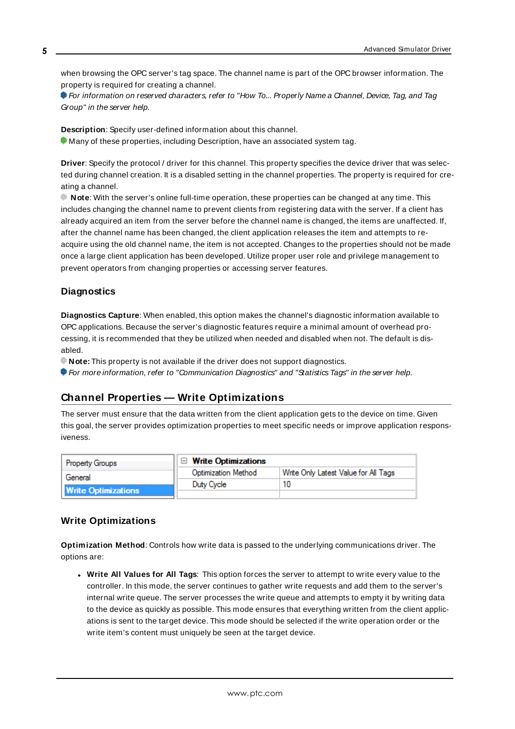when browsing the OPC server's tag space. The channel name is part of the OPC browser information. The property is required for creating a channel.

*For information on reserved characters, refer to "How To... Properly Name a Channel, Device, Tag, and Tag Group" in the server help.*

**Description**: Specify user-defined information about this channel.

Many of these properties, including Description, have an associated system tag.

**Driver**: Specify the protocol / driver for this channel. This property specifies the device driver that was selected during channel creation. It is a disabled setting in the channel properties. The property is required for creating a channel.

**Note**: With the server's online full-time operation, these properties can be changed at any time. This includes changing the channel name to prevent clients from registering data with the server. If a client has already acquired an item from the server before the channel name is changed, the items are unaffected. If, after the channel name has been changed, the client application releases the item and attempts to re-acquire using the old channel name, the item is not accepted. Changes to the properties should not be made once a large client application has been developed. Utilize proper user role and privilege management to prevent operators from changing properties or accessing server features.

### Diagnostics

**Diagnostics Capture**: When enabled, this option makes the channel's diagnostic information available to OPC applications. Because the server's diagnostic features require a minimal amount of overhead processing, it is recommended that they be utilized when needed and disabled when not. The default is disabled.

**Note:** This property is not available if the driver does not support diagnostics.

*For more information, refer to "Communication Diagnostics" and "Statistics Tags" in the server help.*

## Channel Properties — Write Optimizations

The server must ensure that the data written from the client application gets to the device on time. Given this goal, the server provides optimization properties to meet specific needs or improve application responsiveness.

| Property Groups | Write Optimizations | |
|---|---|---|
| General | Optimization Method | Write Only Latest Value for All Tags |
| **Write Optimizations** | Duty Cycle | 10 |

### Write Optimizations

**Optimization Method**: Controls how write data is passed to the underlying communications driver. The options are:

- **Write All Values for All Tags**: This option forces the server to attempt to write every value to the controller. In this mode, the server continues to gather write requests and add them to the server's internal write queue. The server processes the write queue and attempts to empty it by writing data to the device as quickly as possible. This mode ensures that everything written from the client applications is sent to the target device. This mode should be selected if the write operation order or the write item's content must uniquely be seen at the target device.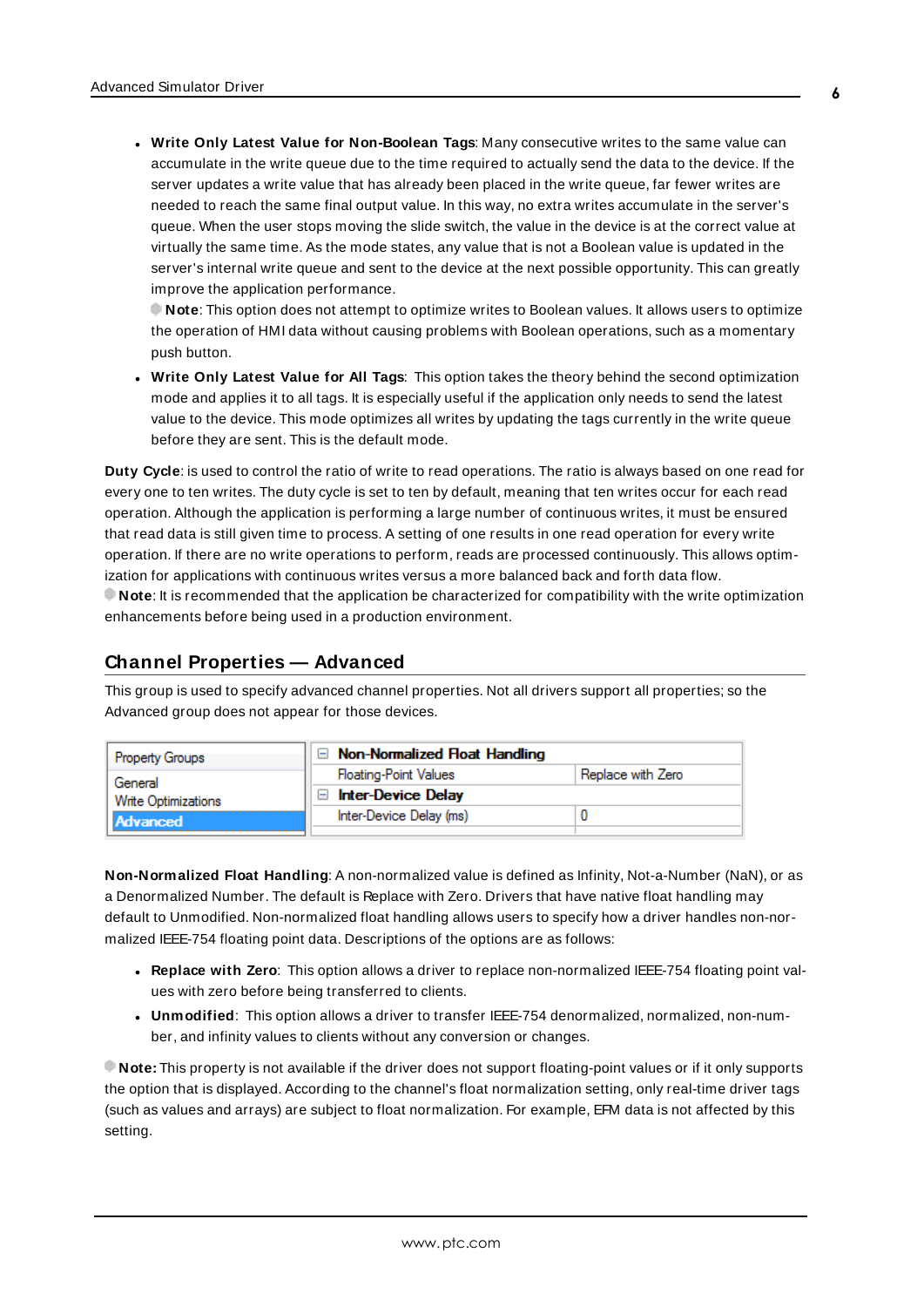- **Write Only Latest Value for Non-Boolean Tags**: Many consecutive writes to the same value can accumulate in the write queue due to the time required to actually send the data to the device. If the server updates a write value that has already been placed in the write queue, far fewer writes are needed to reach the same final output value. In this way, no extra writes accumulate in the server's queue. When the user stops moving the slide switch, the value in the device is at the correct value at virtually the same time. As the mode states, any value that is not a Boolean value is updated in the server's internal write queue and sent to the device at the next possible opportunity. This can greatly improve the application performance.

  **Note**: This option does not attempt to optimize writes to Boolean values. It allows users to optimize the operation of HMI data without causing problems with Boolean operations, such as a momentary push button.
- **Write Only Latest Value for All Tags**: This option takes the theory behind the second optimization mode and applies it to all tags. It is especially useful if the application only needs to send the latest value to the device. This mode optimizes all writes by updating the tags currently in the write queue before they are sent. This is the default mode.

**Duty Cycle**: is used to control the ratio of write to read operations. The ratio is always based on one read for every one to ten writes. The duty cycle is set to ten by default, meaning that ten writes occur for each read operation. Although the application is performing a large number of continuous writes, it must be ensured that read data is still given time to process. A setting of one results in one read operation for every write operation. If there are no write operations to perform, reads are processed continuously. This allows optimization for applications with continuous writes versus a more balanced back and forth data flow.

**Note**: It is recommended that the application be characterized for compatibility with the write optimization enhancements before being used in a production environment.

## Channel Properties — Advanced

This group is used to specify advanced channel properties. Not all drivers support all properties; so the Advanced group does not appear for those devices.

| Property Groups | Property | Value |
| --- | --- | --- |
| General | **Non-Normalized Float Handling** | |
| Write Optimizations | Floating-Point Values | Replace with Zero |
| **Advanced** | **Inter-Device Delay** | |
| | Inter-Device Delay (ms) | 0 |

**Non-Normalized Float Handling**: A non-normalized value is defined as Infinity, Not-a-Number (NaN), or as a Denormalized Number. The default is Replace with Zero. Drivers that have native float handling may default to Unmodified. Non-normalized float handling allows users to specify how a driver handles non-normalized IEEE-754 floating point data. Descriptions of the options are as follows:

- **Replace with Zero**: This option allows a driver to replace non-normalized IEEE-754 floating point values with zero before being transferred to clients.
- **Unmodified**: This option allows a driver to transfer IEEE-754 denormalized, normalized, non-number, and infinity values to clients without any conversion or changes.

**Note:** This property is not available if the driver does not support floating-point values or if it only supports the option that is displayed. According to the channel's float normalization setting, only real-time driver tags (such as values and arrays) are subject to float normalization. For example, EFM data is not affected by this setting.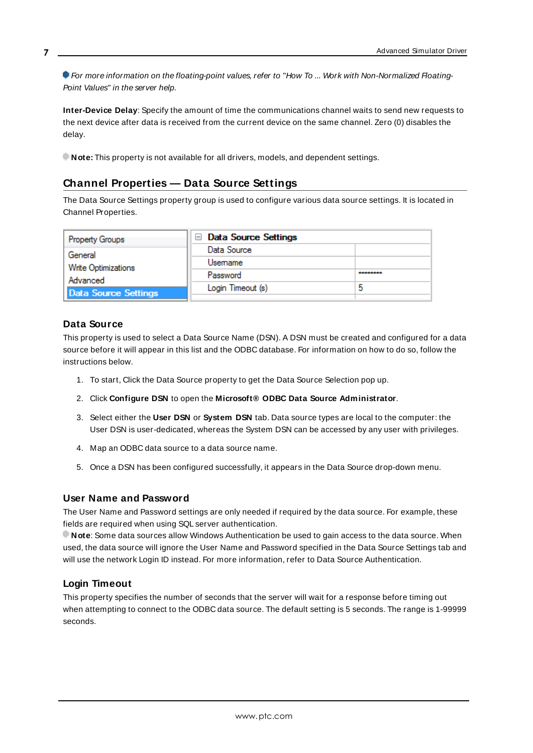*For more information on the floating-point values, refer to "How To ... Work with Non-Normalized Floating-Point Values" in the server help.*

**Inter-Device Delay**: Specify the amount of time the communications channel waits to send new requests to the next device after data is received from the current device on the same channel. Zero (0) disables the delay.

**Note:** This property is not available for all drivers, models, and dependent settings.

## Channel Properties — Data Source Settings

The Data Source Settings property group is used to configure various data source settings. It is located in Channel Properties.

| Property Groups | Data Source Settings | |
|---|---|---|
| General | Data Source | |
| Write Optimizations | Username | |
| Advanced | Password | ******** |
| Data Source Settings | Login Timeout (s) | 5 |

### Data Source

This property is used to select a Data Source Name (DSN). A DSN must be created and configured for a data source before it will appear in this list and the ODBC database. For information on how to do so, follow the instructions below.

1. To start, Click the Data Source property to get the Data Source Selection pop up.
2. Click **Configure DSN** to open the **Microsoft® ODBC Data Source Administrator**.
3. Select either the **User DSN** or **System DSN** tab. Data source types are local to the computer: the User DSN is user-dedicated, whereas the System DSN can be accessed by any user with privileges.
4. Map an ODBC data source to a data source name.
5. Once a DSN has been configured successfully, it appears in the Data Source drop-down menu.

### User Name and Password

The User Name and Password settings are only needed if required by the data source. For example, these fields are required when using SQL server authentication.
**Note**: Some data sources allow Windows Authentication be used to gain access to the data source. When used, the data source will ignore the User Name and Password specified in the Data Source Settings tab and will use the network Login ID instead. For more information, refer to Data Source Authentication.

### Login Timeout

This property specifies the number of seconds that the server will wait for a response before timing out when attempting to connect to the ODBC data source. The default setting is 5 seconds. The range is 1-99999 seconds.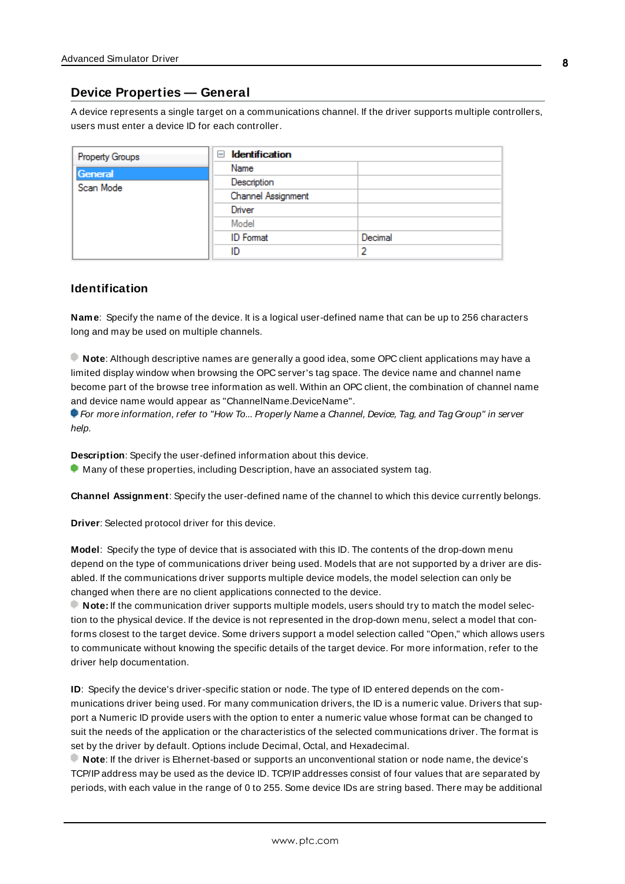## Device Properties — General

A device represents a single target on a communications channel. If the driver supports multiple controllers, users must enter a device ID for each controller.

| Property Groups | Identification | |
|---|---|---|
| General | Name | |
| Scan Mode | Description | |
| | Channel Assignment | |
| | Driver | |
| | Model | |
| | ID Format | Decimal |
| | ID | 2 |

### Identification

**Name**: Specify the name of the device. It is a logical user-defined name that can be up to 256 characters long and may be used on multiple channels.

**Note**: Although descriptive names are generally a good idea, some OPC client applications may have a limited display window when browsing the OPC server's tag space. The device name and channel name become part of the browse tree information as well. Within an OPC client, the combination of channel name and device name would appear as "ChannelName.DeviceName".

*For more information, refer to "How To... Properly Name a Channel, Device, Tag, and Tag Group" in server help.*

**Description**: Specify the user-defined information about this device.

Many of these properties, including Description, have an associated system tag.

**Channel Assignment**: Specify the user-defined name of the channel to which this device currently belongs.

**Driver**: Selected protocol driver for this device.

**Model**: Specify the type of device that is associated with this ID. The contents of the drop-down menu depend on the type of communications driver being used. Models that are not supported by a driver are disabled. If the communications driver supports multiple device models, the model selection can only be changed when there are no client applications connected to the device.

**Note:** If the communication driver supports multiple models, users should try to match the model selection to the physical device. If the device is not represented in the drop-down menu, select a model that conforms closest to the target device. Some drivers support a model selection called "Open," which allows users to communicate without knowing the specific details of the target device. For more information, refer to the driver help documentation.

**ID**: Specify the device's driver-specific station or node. The type of ID entered depends on the communications driver being used. For many communication drivers, the ID is a numeric value. Drivers that support a Numeric ID provide users with the option to enter a numeric value whose format can be changed to suit the needs of the application or the characteristics of the selected communications driver. The format is set by the driver by default. Options include Decimal, Octal, and Hexadecimal.

**Note**: If the driver is Ethernet-based or supports an unconventional station or node name, the device's TCP/IP address may be used as the device ID. TCP/IP addresses consist of four values that are separated by periods, with each value in the range of 0 to 255. Some device IDs are string based. There may be additional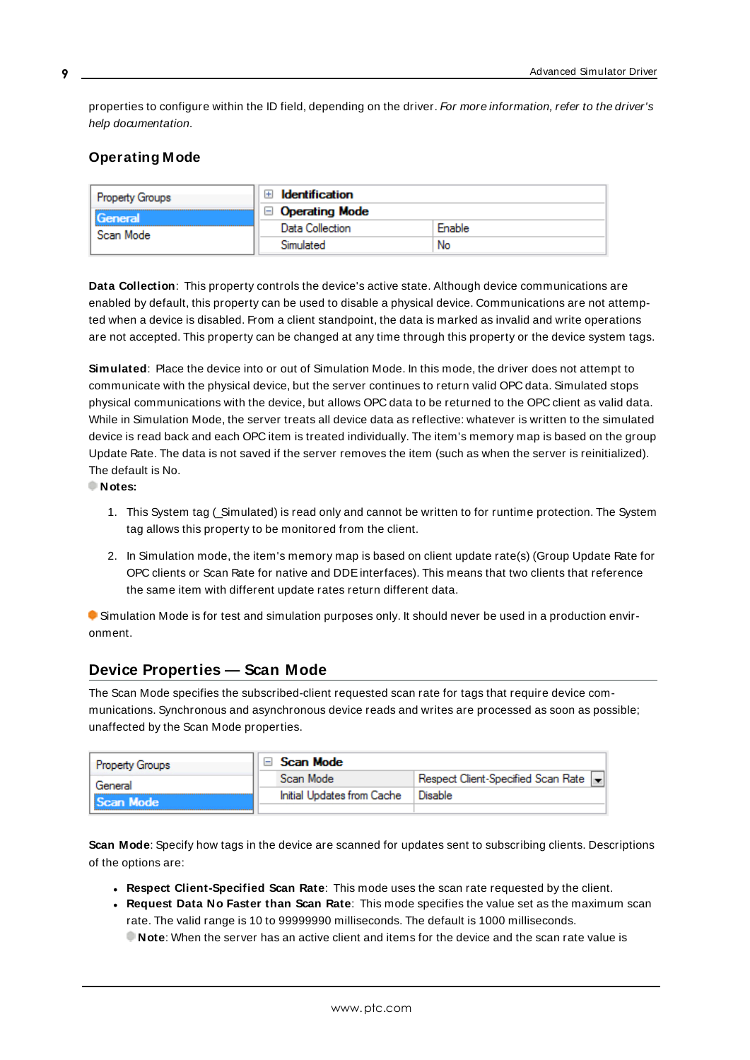properties to configure within the ID field, depending on the driver. *For more information, refer to the driver's help documentation.*

### Operating Mode

| Property Groups | | |
|---|---|---|
| **General** | **Identification** | |
| Scan Mode | **Operating Mode** | |
| | Data Collection | Enable |
| | Simulated | No |

**Data Collection**: This property controls the device's active state. Although device communications are enabled by default, this property can be used to disable a physical device. Communications are not attempted when a device is disabled. From a client standpoint, the data is marked as invalid and write operations are not accepted. This property can be changed at any time through this property or the device system tags.

**Simulated**: Place the device into or out of Simulation Mode. In this mode, the driver does not attempt to communicate with the physical device, but the server continues to return valid OPC data. Simulated stops physical communications with the device, but allows OPC data to be returned to the OPC client as valid data. While in Simulation Mode, the server treats all device data as reflective: whatever is written to the simulated device is read back and each OPC item is treated individually. The item's memory map is based on the group Update Rate. The data is not saved if the server removes the item (such as when the server is reinitialized). The default is No.

**Notes:**

1. This System tag (_Simulated) is read only and cannot be written to for runtime protection. The System tag allows this property to be monitored from the client.
2. In Simulation mode, the item's memory map is based on client update rate(s) (Group Update Rate for OPC clients or Scan Rate for native and DDE interfaces). This means that two clients that reference the same item with different update rates return different data.

Simulation Mode is for test and simulation purposes only. It should never be used in a production environment.

## Device Properties — Scan Mode

The Scan Mode specifies the subscribed-client requested scan rate for tags that require device communications. Synchronous and asynchronous device reads and writes are processed as soon as possible; unaffected by the Scan Mode properties.

| Property Groups | | |
|---|---|---|
| General | **Scan Mode** | |
| **Scan Mode** | Scan Mode | Respect Client-Specified Scan Rate |
| | Initial Updates from Cache | Disable |

**Scan Mode**: Specify how tags in the device are scanned for updates sent to subscribing clients. Descriptions of the options are:

- **Respect Client-Specified Scan Rate**: This mode uses the scan rate requested by the client.
- **Request Data No Faster than Scan Rate**: This mode specifies the value set as the maximum scan rate. The valid range is 10 to 99999990 milliseconds. The default is 1000 milliseconds.
  **Note**: When the server has an active client and items for the device and the scan rate value is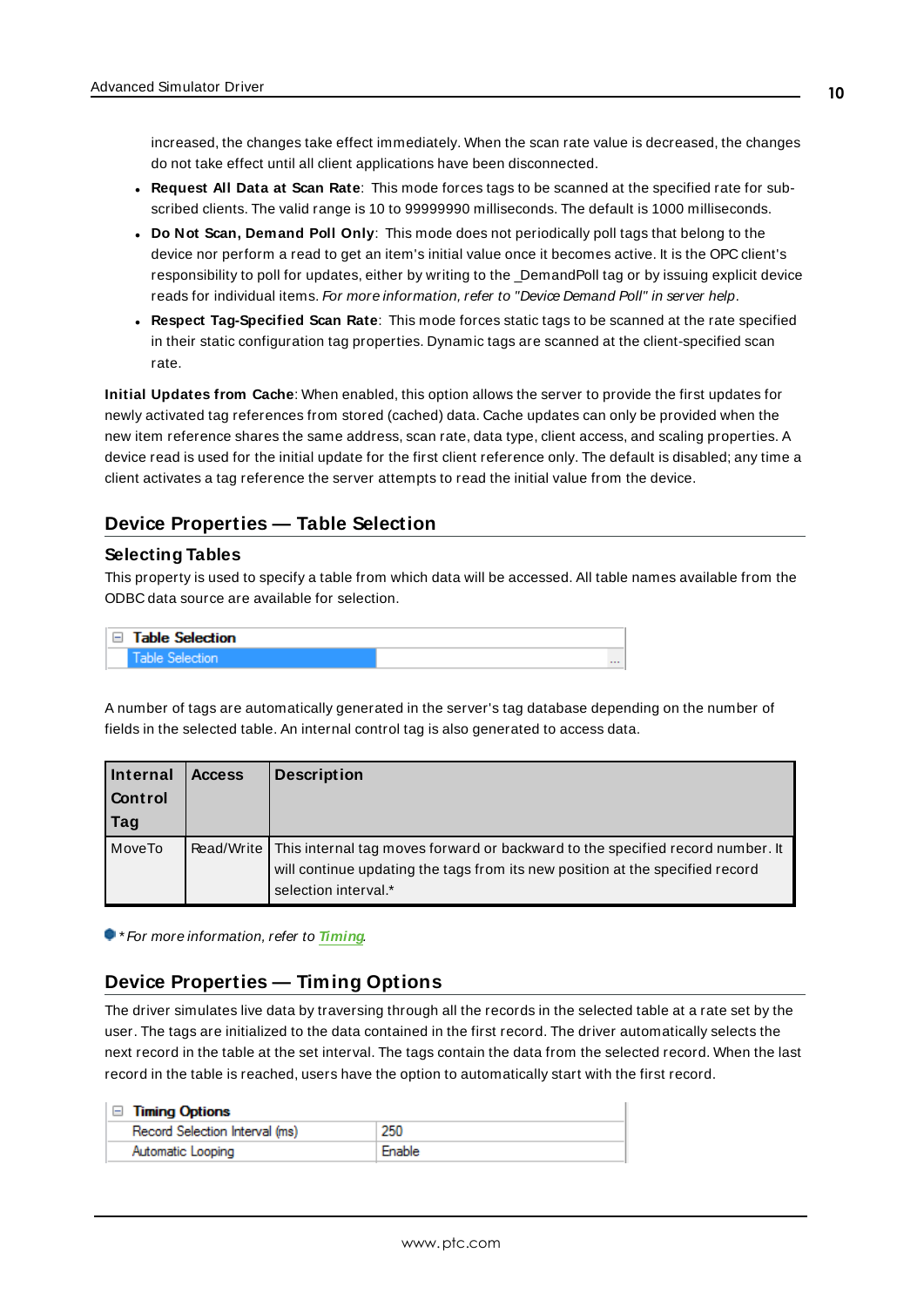increased, the changes take effect immediately. When the scan rate value is decreased, the changes do not take effect until all client applications have been disconnected.

- **Request All Data at Scan Rate**: This mode forces tags to be scanned at the specified rate for subscribed clients. The valid range is 10 to 99999990 milliseconds. The default is 1000 milliseconds.
- **Do Not Scan, Demand Poll Only**: This mode does not periodically poll tags that belong to the device nor perform a read to get an item's initial value once it becomes active. It is the OPC client's responsibility to poll for updates, either by writing to the _DemandPoll tag or by issuing explicit device reads for individual items. *For more information, refer to "Device Demand Poll" in server help.*
- **Respect Tag-Specified Scan Rate**: This mode forces static tags to be scanned at the rate specified in their static configuration tag properties. Dynamic tags are scanned at the client-specified scan rate.

**Initial Updates from Cache**: When enabled, this option allows the server to provide the first updates for newly activated tag references from stored (cached) data. Cache updates can only be provided when the new item reference shares the same address, scan rate, data type, client access, and scaling properties. A device read is used for the initial update for the first client reference only. The default is disabled; any time a client activates a tag reference the server attempts to read the initial value from the device.

## Device Properties — Table Selection

### Selecting Tables

This property is used to specify a table from which data will be accessed. All table names available from the ODBC data source are available for selection.

| Table Selection | |
|---|---|
| Table Selection | ... |

A number of tags are automatically generated in the server's tag database depending on the number of fields in the selected table. An internal control tag is also generated to access data.

| Internal Control Tag | Access | Description |
|---|---|---|
| MoveTo | Read/Write | This internal tag moves forward or backward to the specified record number. It will continue updating the tags from its new position at the specified record selection interval.* |

*\* For more information, refer to Timing.*

## Device Properties — Timing Options

The driver simulates live data by traversing through all the records in the selected table at a rate set by the user. The tags are initialized to the data contained in the first record. The driver automatically selects the next record in the table at the set interval. The tags contain the data from the selected record. When the last record in the table is reached, users have the option to automatically start with the first record.

| Timing Options | |
|---|---|
| Record Selection Interval (ms) | 250 |
| Automatic Looping | Enable |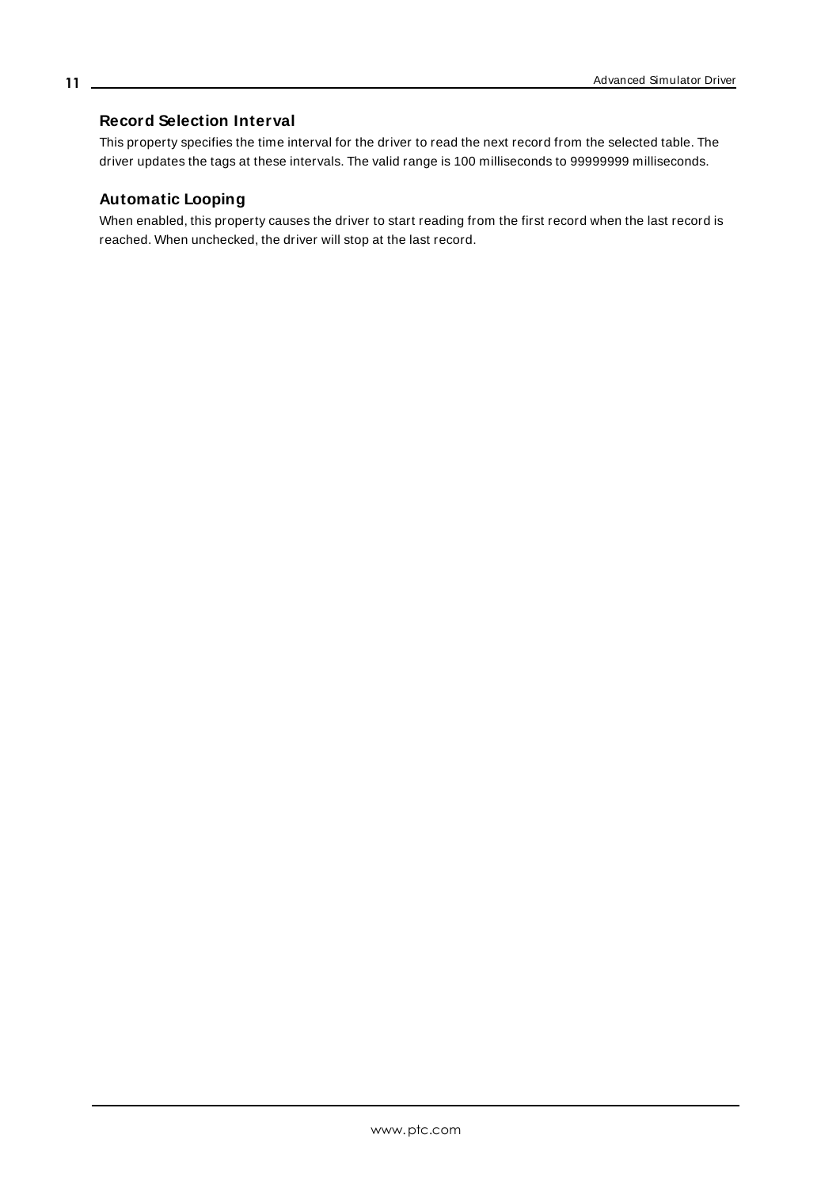### Record Selection Interval

This property specifies the time interval for the driver to read the next record from the selected table. The driver updates the tags at these intervals. The valid range is 100 milliseconds to 99999999 milliseconds.

### Automatic Looping

When enabled, this property causes the driver to start reading from the first record when the last record is reached. When unchecked, the driver will stop at the last record.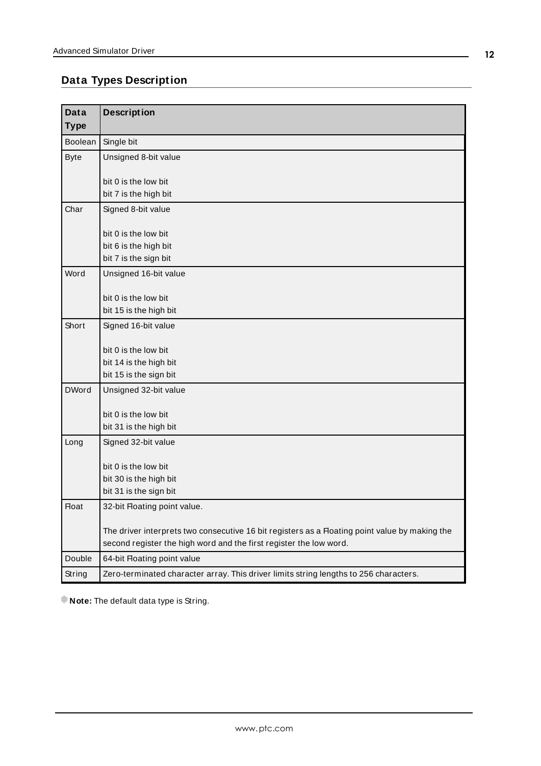## Data Types Description

| Data Type | Description |
|---|---|
| Boolean | Single bit |
| Byte | Unsigned 8-bit value<br><br>bit 0 is the low bit<br>bit 7 is the high bit |
| Char | Signed 8-bit value<br><br>bit 0 is the low bit<br>bit 6 is the high bit<br>bit 7 is the sign bit |
| Word | Unsigned 16-bit value<br><br>bit 0 is the low bit<br>bit 15 is the high bit |
| Short | Signed 16-bit value<br><br>bit 0 is the low bit<br>bit 14 is the high bit<br>bit 15 is the sign bit |
| DWord | Unsigned 32-bit value<br><br>bit 0 is the low bit<br>bit 31 is the high bit |
| Long | Signed 32-bit value<br><br>bit 0 is the low bit<br>bit 30 is the high bit<br>bit 31 is the sign bit |
| Float | 32-bit Floating point value.<br><br>The driver interprets two consecutive 16 bit registers as a Floating point value by making the second register the high word and the first register the low word. |
| Double | 64-bit Floating point value |
| String | Zero-terminated character array. This driver limits string lengths to 256 characters. |

**Note:** The default data type is String.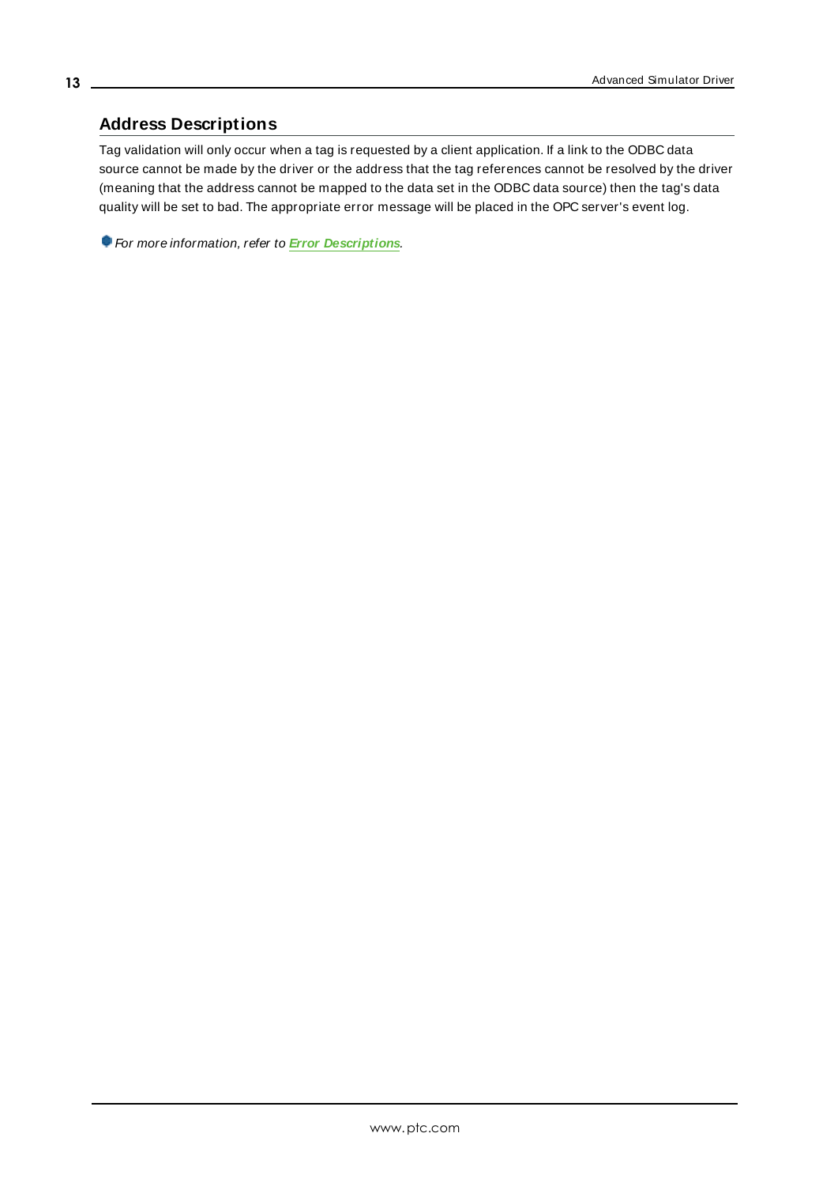## Address Descriptions

Tag validation will only occur when a tag is requested by a client application. If a link to the ODBC data source cannot be made by the driver or the address that the tag references cannot be resolved by the driver (meaning that the address cannot be mapped to the data set in the ODBC data source) then the tag's data quality will be set to bad. The appropriate error message will be placed in the OPC server's event log.

*For more information, refer to* ***Error Descriptions****.*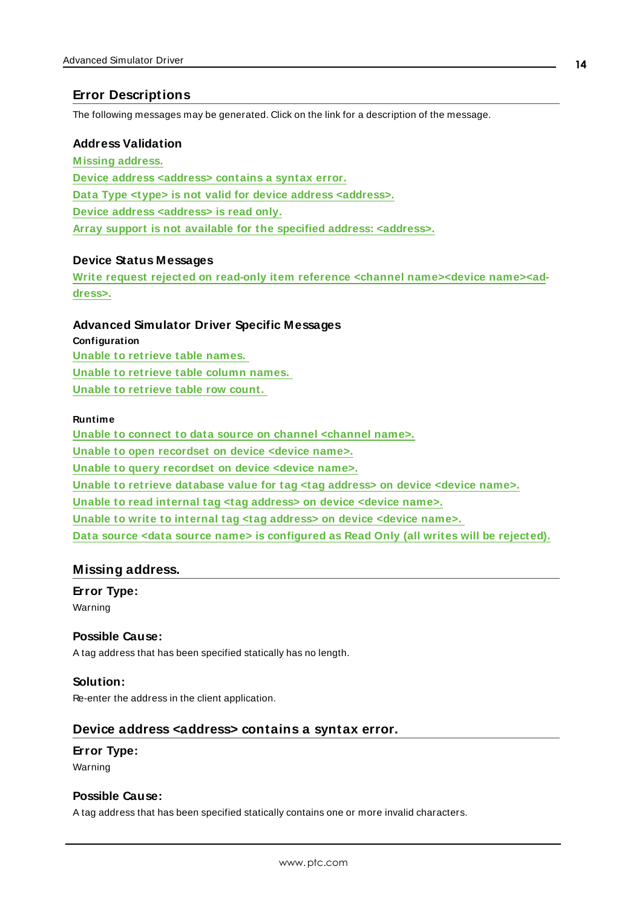## Error Descriptions

The following messages may be generated. Click on the link for a description of the message.

### Address Validation

**Missing address.**
**Device address <address> contains a syntax error.**
**Data Type <type> is not valid for device address <address>.**
**Device address <address> is read only.**
**Array support is not available for the specified address: <address>.**

### Device Status Messages

**Write request rejected on read-only item reference <channel name><device name><address>.**

### Advanced Simulator Driver Specific Messages

**Configuration**

**Unable to retrieve table names.**
**Unable to retrieve table column names.**
**Unable to retrieve table row count.**

**Runtime**

**Unable to connect to data source on channel <channel name>.**
**Unable to open recordset on device <device name>.**
**Unable to query recordset on device <device name>.**
**Unable to retrieve database value for tag <tag address> on device <device name>.**
**Unable to read internal tag <tag address> on device <device name>.**
**Unable to write to internal tag <tag address> on device <device name>.**
**Data source <data source name> is configured as Read Only (all writes will be rejected).**

## Missing address.

**Error Type:**
Warning

**Possible Cause:**
A tag address that has been specified statically has no length.

**Solution:**
Re-enter the address in the client application.

## Device address <address> contains a syntax error.

**Error Type:**
Warning

**Possible Cause:**
A tag address that has been specified statically contains one or more invalid characters.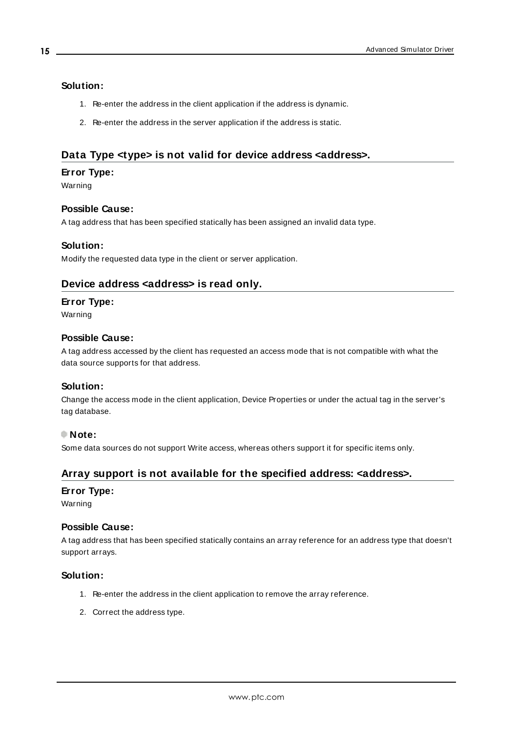**Solution:**

1. Re-enter the address in the client application if the address is dynamic.
2. Re-enter the address in the server application if the address is static.

## Data Type <type> is not valid for device address <address>.

**Error Type:**

Warning

**Possible Cause:**

A tag address that has been specified statically has been assigned an invalid data type.

**Solution:**

Modify the requested data type in the client or server application.

## Device address <address> is read only.

**Error Type:**

Warning

**Possible Cause:**

A tag address accessed by the client has requested an access mode that is not compatible with what the data source supports for that address.

**Solution:**

Change the access mode in the client application, Device Properties or under the actual tag in the server's tag database.

**Note:**

Some data sources do not support Write access, whereas others support it for specific items only.

## Array support is not available for the specified address: <address>.

**Error Type:**

Warning

**Possible Cause:**

A tag address that has been specified statically contains an array reference for an address type that doesn't support arrays.

**Solution:**

1. Re-enter the address in the client application to remove the array reference.
2. Correct the address type.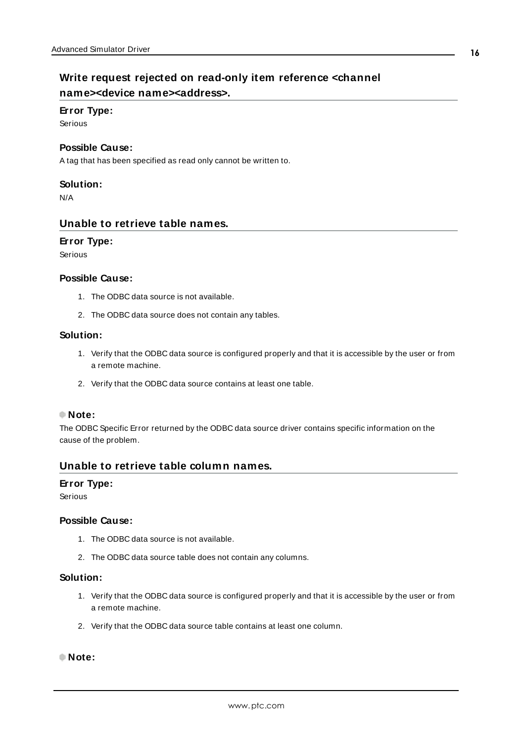## Write request rejected on read-only item reference <channel name><device name><address>.

**Error Type:**
Serious

**Possible Cause:**
A tag that has been specified as read only cannot be written to.

**Solution:**
N/A

## Unable to retrieve table names.

**Error Type:**
Serious

**Possible Cause:**

1. The ODBC data source is not available.
2. The ODBC data source does not contain any tables.

**Solution:**

1. Verify that the ODBC data source is configured properly and that it is accessible by the user or from a remote machine.
2. Verify that the ODBC data source contains at least one table.

**Note:**
The ODBC Specific Error returned by the ODBC data source driver contains specific information on the cause of the problem.

## Unable to retrieve table column names.

**Error Type:**
Serious

**Possible Cause:**

1. The ODBC data source is not available.
2. The ODBC data source table does not contain any columns.

**Solution:**

1. Verify that the ODBC data source is configured properly and that it is accessible by the user or from a remote machine.
2. Verify that the ODBC data source table contains at least one column.

**Note:**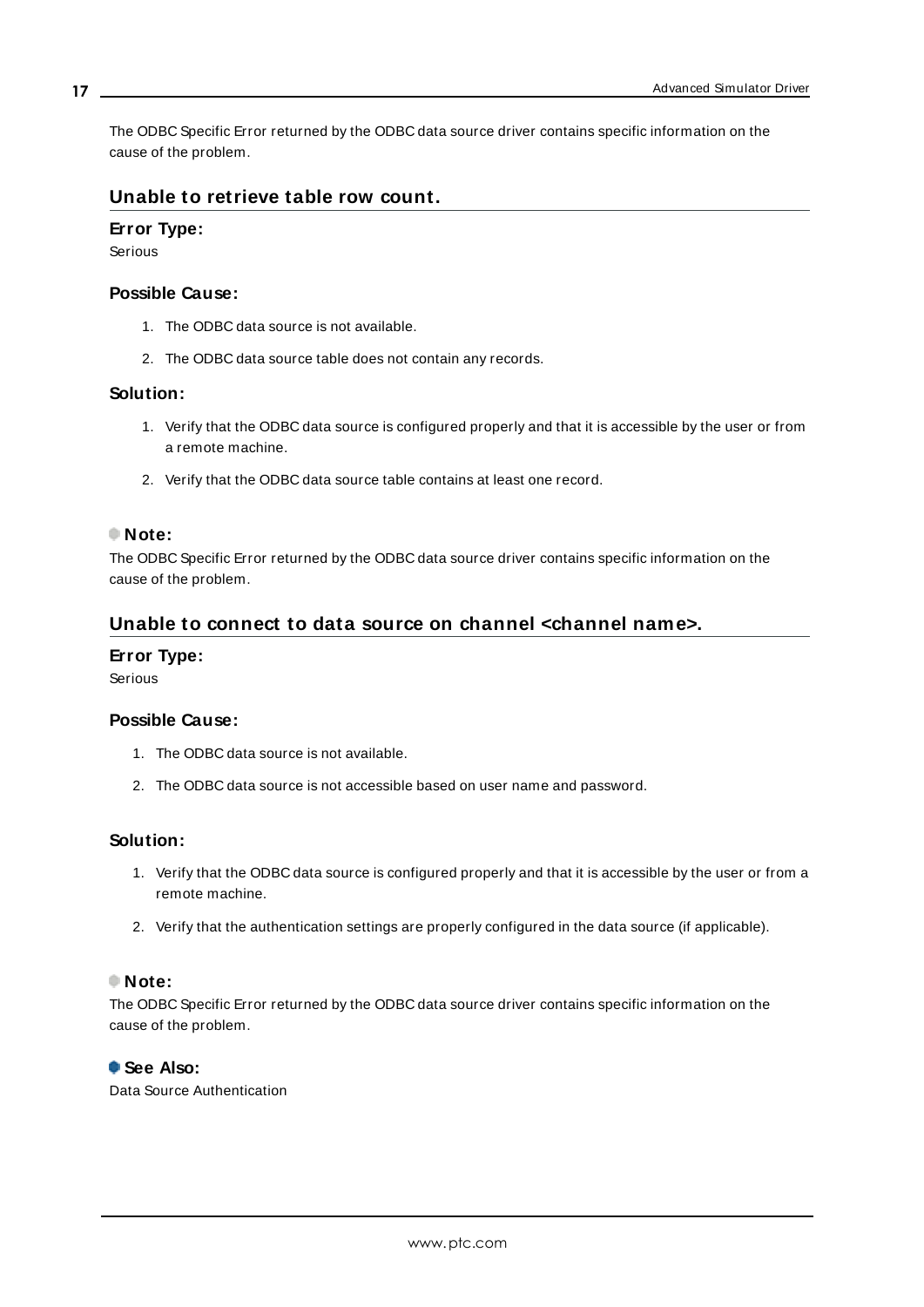The ODBC Specific Error returned by the ODBC data source driver contains specific information on the cause of the problem.

## Unable to retrieve table row count.

### Error Type:

Serious

### Possible Cause:

1. The ODBC data source is not available.
2. The ODBC data source table does not contain any records.

### Solution:

1. Verify that the ODBC data source is configured properly and that it is accessible by the user or from a remote machine.
2. Verify that the ODBC data source table contains at least one record.

### Note:

The ODBC Specific Error returned by the ODBC data source driver contains specific information on the cause of the problem.

## Unable to connect to data source on channel <channel name>.

### Error Type:

Serious

### Possible Cause:

1. The ODBC data source is not available.
2. The ODBC data source is not accessible based on user name and password.

### Solution:

1. Verify that the ODBC data source is configured properly and that it is accessible by the user or from a remote machine.
2. Verify that the authentication settings are properly configured in the data source (if applicable).

### Note:

The ODBC Specific Error returned by the ODBC data source driver contains specific information on the cause of the problem.

### See Also:

Data Source Authentication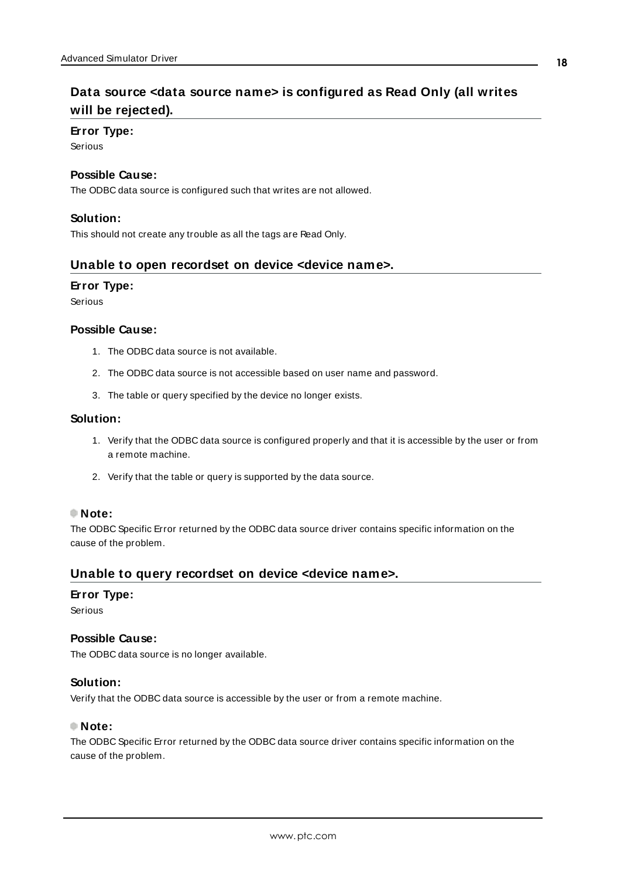## Data source <data source name> is configured as Read Only (all writes will be rejected).

**Error Type:**

Serious

**Possible Cause:**

The ODBC data source is configured such that writes are not allowed.

**Solution:**

This should not create any trouble as all the tags are Read Only.

## Unable to open recordset on device <device name>.

**Error Type:**

Serious

**Possible Cause:**

1. The ODBC data source is not available.
2. The ODBC data source is not accessible based on user name and password.
3. The table or query specified by the device no longer exists.

**Solution:**

1. Verify that the ODBC data source is configured properly and that it is accessible by the user or from a remote machine.
2. Verify that the table or query is supported by the data source.

**Note:**

The ODBC Specific Error returned by the ODBC data source driver contains specific information on the cause of the problem.

## Unable to query recordset on device <device name>.

**Error Type:**

Serious

**Possible Cause:**

The ODBC data source is no longer available.

**Solution:**

Verify that the ODBC data source is accessible by the user or from a remote machine.

**Note:**

The ODBC Specific Error returned by the ODBC data source driver contains specific information on the cause of the problem.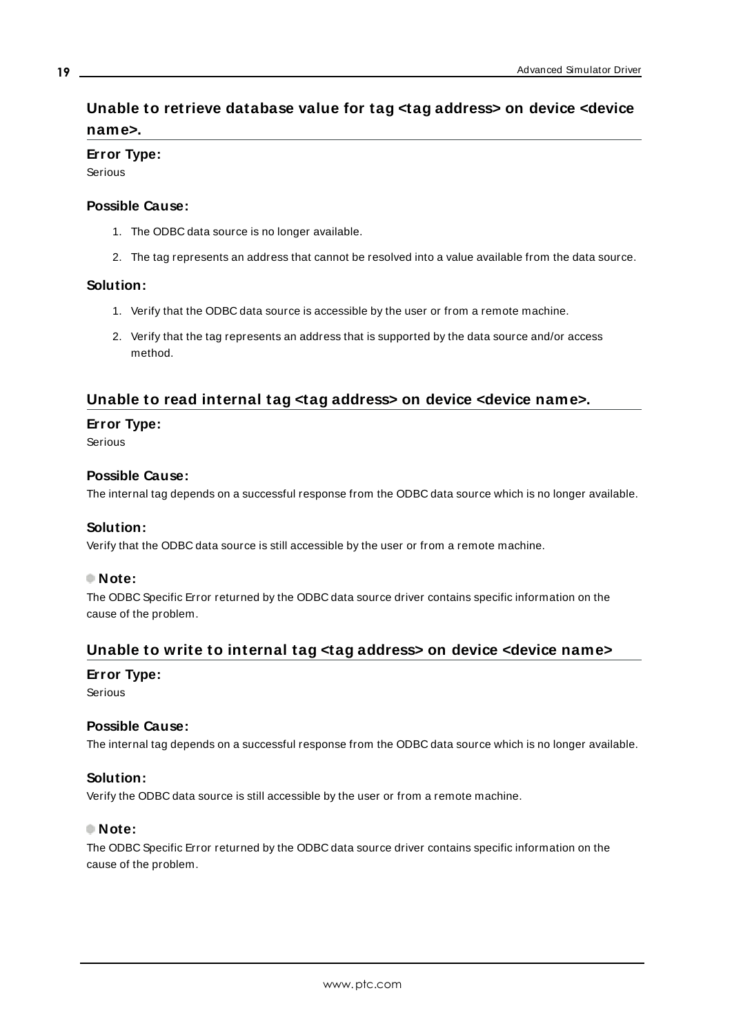## Unable to retrieve database value for tag <tag address> on device <device name>.

**Error Type:**

Serious

**Possible Cause:**

1. The ODBC data source is no longer available.
2. The tag represents an address that cannot be resolved into a value available from the data source.

**Solution:**

1. Verify that the ODBC data source is accessible by the user or from a remote machine.
2. Verify that the tag represents an address that is supported by the data source and/or access method.

## Unable to read internal tag <tag address> on device <device name>.

**Error Type:**

Serious

**Possible Cause:**

The internal tag depends on a successful response from the ODBC data source which is no longer available.

**Solution:**

Verify that the ODBC data source is still accessible by the user or from a remote machine.

**Note:**

The ODBC Specific Error returned by the ODBC data source driver contains specific information on the cause of the problem.

## Unable to write to internal tag <tag address> on device <device name>

**Error Type:**

Serious

**Possible Cause:**

The internal tag depends on a successful response from the ODBC data source which is no longer available.

**Solution:**

Verify the ODBC data source is still accessible by the user or from a remote machine.

**Note:**

The ODBC Specific Error returned by the ODBC data source driver contains specific information on the cause of the problem.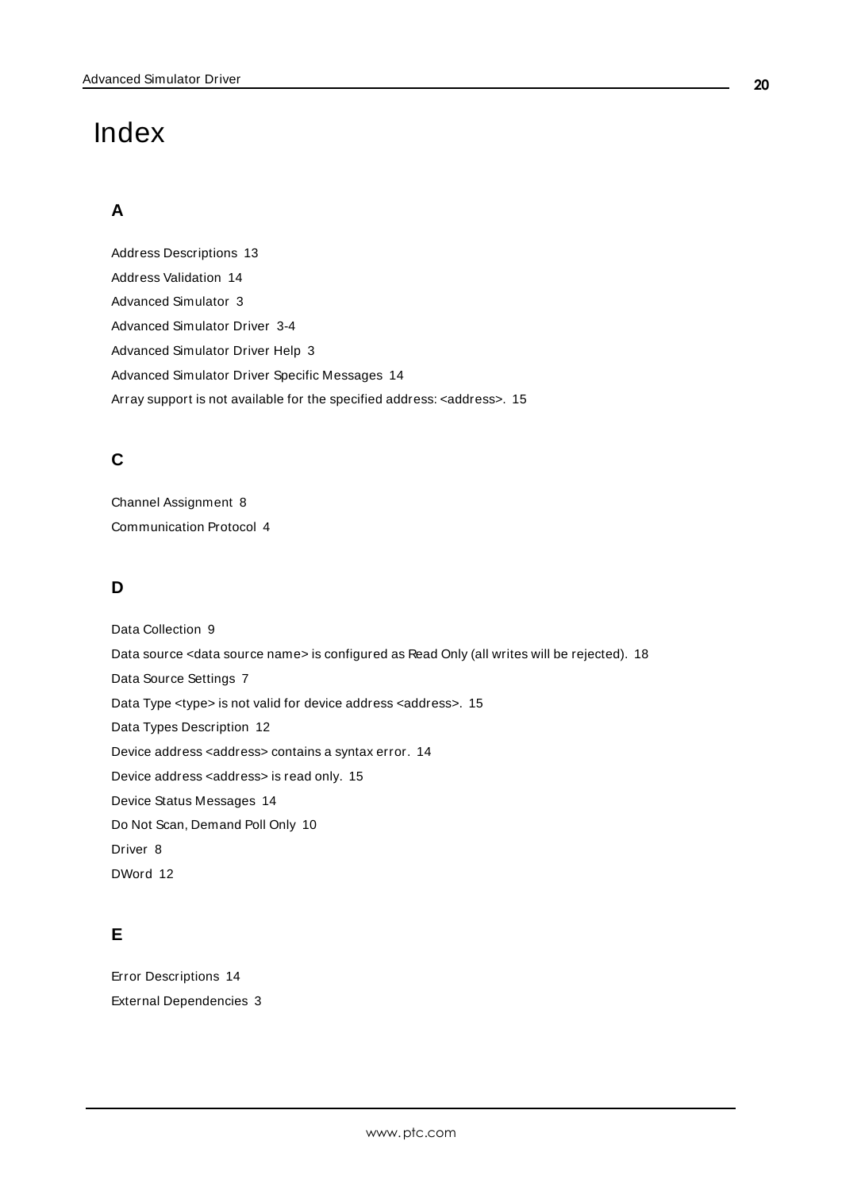# Index

## A

Address Descriptions 13

Address Validation 14

Advanced Simulator 3

Advanced Simulator Driver 3-4

Advanced Simulator Driver Help 3

Advanced Simulator Driver Specific Messages 14

Array support is not available for the specified address: <address>. 15

## C

Channel Assignment 8

Communication Protocol 4

## D

Data Collection 9

Data source <data source name> is configured as Read Only (all writes will be rejected). 18

Data Source Settings 7

Data Type <type> is not valid for device address <address>. 15

Data Types Description 12

Device address <address> contains a syntax error. 14

Device address <address> is read only. 15

Device Status Messages 14

Do Not Scan, Demand Poll Only 10

Driver 8

DWord 12

## E

Error Descriptions 14

External Dependencies 3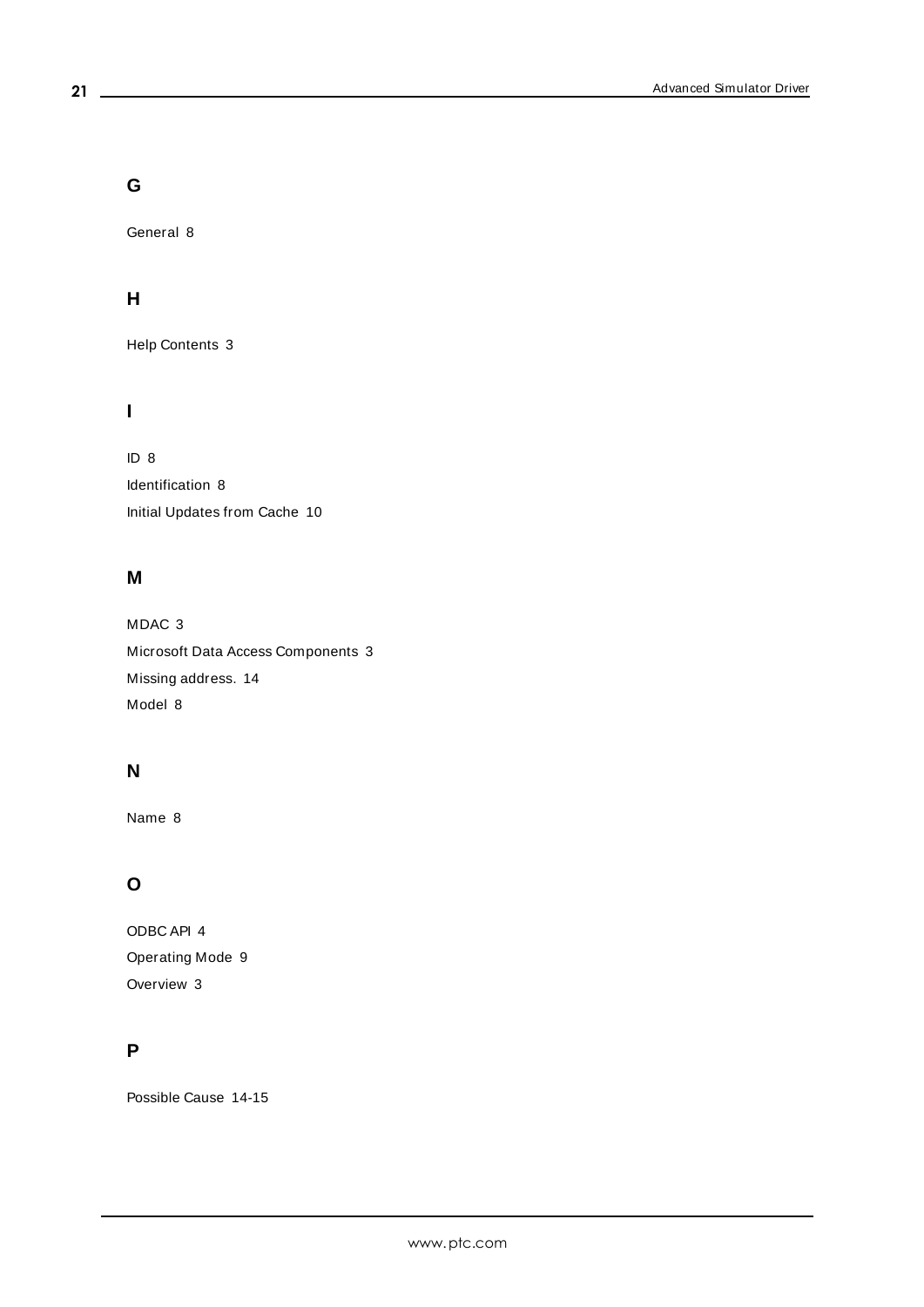## G

General 8

## H

Help Contents 3

## I

ID 8

Identification 8

Initial Updates from Cache 10

## M

MDAC 3

Microsoft Data Access Components 3

Missing address. 14

Model 8

## N

Name 8

## O

ODBC API 4

Operating Mode 9

Overview 3

## P

Possible Cause 14-15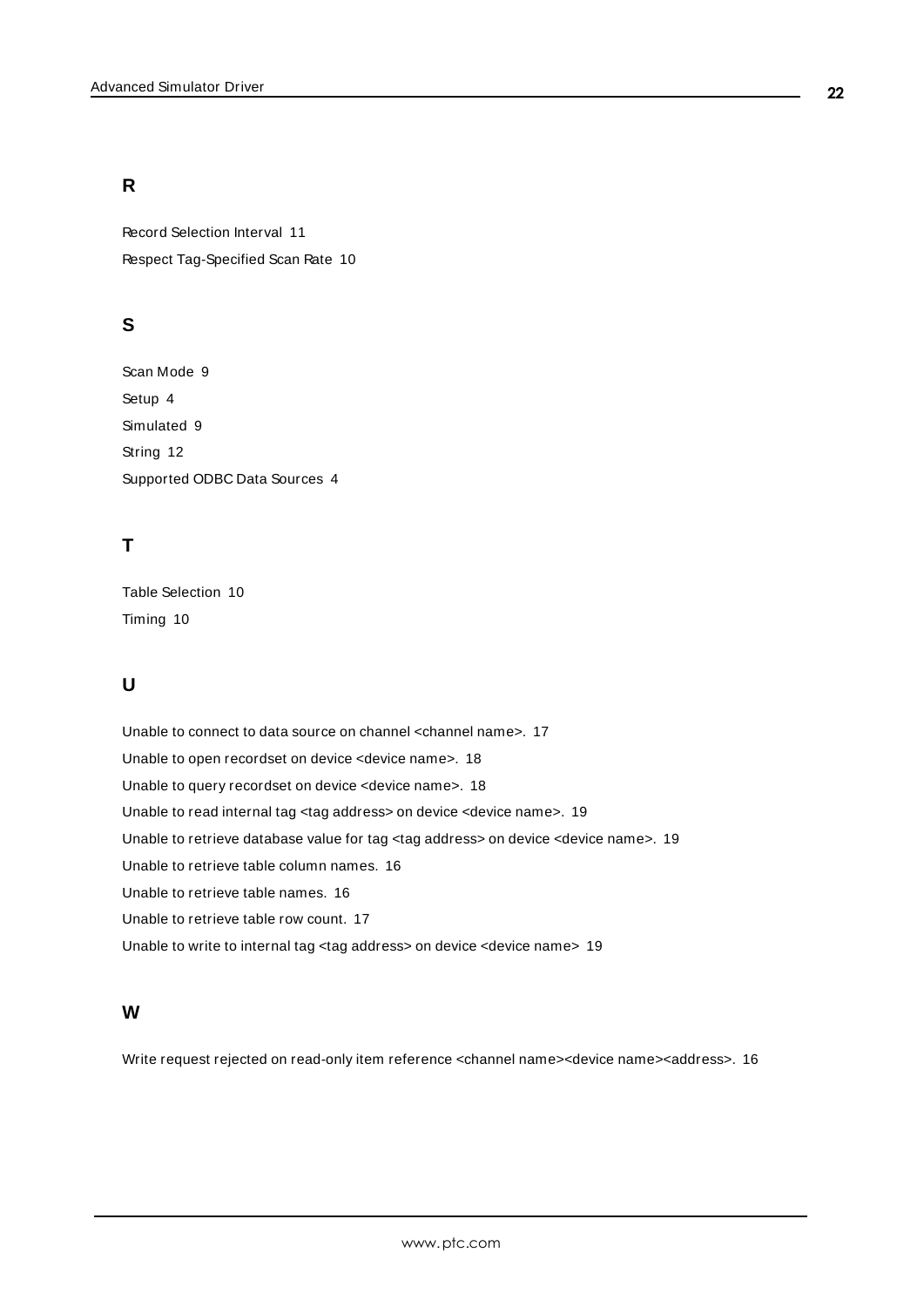## R

Record Selection Interval 11

Respect Tag-Specified Scan Rate 10

## S

Scan Mode 9

Setup 4

Simulated 9

String 12

Supported ODBC Data Sources 4

## T

Table Selection 10

Timing 10

## U

Unable to connect to data source on channel <channel name>. 17

Unable to open recordset on device <device name>. 18

Unable to query recordset on device <device name>. 18

Unable to read internal tag <tag address> on device <device name>. 19

Unable to retrieve database value for tag <tag address> on device <device name>. 19

Unable to retrieve table column names. 16

Unable to retrieve table names. 16

Unable to retrieve table row count. 17

Unable to write to internal tag <tag address> on device <device name> 19

## W

Write request rejected on read-only item reference <channel name><device name><address>. 16